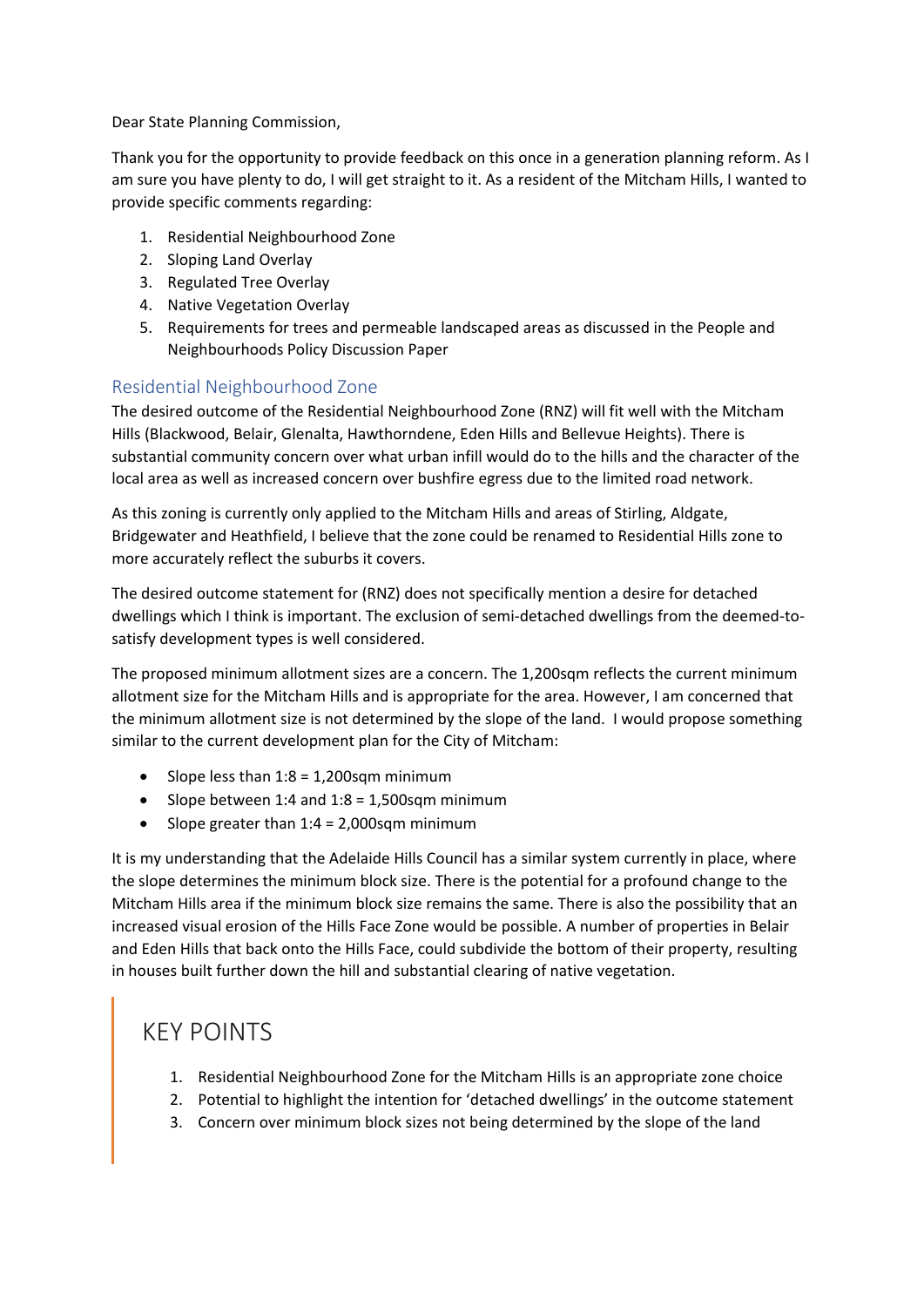Dear State Planning Commission,

Thank you for the opportunity to provide feedback on this once in a generation planning reform. As I am sure you have plenty to do, I will get straight to it. As a resident of the Mitcham Hills, I wanted to provide specific comments regarding:

1. Residential Neighbourhood Zone
2. Sloping Land Overlay
3. Regulated Tree Overlay
4. Native Vegetation Overlay
5. Requirements for trees and permeable landscaped areas as discussed in the People and Neighbourhoods Policy Discussion Paper

## Residential Neighbourhood Zone

The desired outcome of the Residential Neighbourhood Zone (RNZ) will fit well with the Mitcham Hills (Blackwood, Belair, Glenalta, Hawthorndene, Eden Hills and Bellevue Heights). There is substantial community concern over what urban infill would do to the hills and the character of the local area as well as increased concern over bushfire egress due to the limited road network.

As this zoning is currently only applied to the Mitcham Hills and areas of Stirling, Aldgate, Bridgewater and Heathfield, I believe that the zone could be renamed to Residential Hills zone to more accurately reflect the suburbs it covers.

The desired outcome statement for (RNZ) does not specifically mention a desire for detached dwellings which I think is important. The exclusion of semi-detached dwellings from the deemed-to-satisfy development types is well considered.

The proposed minimum allotment sizes are a concern. The 1,200sqm reflects the current minimum allotment size for the Mitcham Hills and is appropriate for the area. However, I am concerned that the minimum allotment size is not determined by the slope of the land. I would propose something similar to the current development plan for the City of Mitcham:

- Slope less than 1:8 = 1,200sqm minimum
- Slope between 1:4 and 1:8 = 1,500sqm minimum
- Slope greater than 1:4 = 2,000sqm minimum

It is my understanding that the Adelaide Hills Council has a similar system currently in place, where the slope determines the minimum block size. There is the potential for a profound change to the Mitcham Hills area if the minimum block size remains the same. There is also the possibility that an increased visual erosion of the Hills Face Zone would be possible. A number of properties in Belair and Eden Hills that back onto the Hills Face, could subdivide the bottom of their property, resulting in houses built further down the hill and substantial clearing of native vegetation.

## KEY POINTS

1. Residential Neighbourhood Zone for the Mitcham Hills is an appropriate zone choice
2. Potential to highlight the intention for 'detached dwellings' in the outcome statement
3. Concern over minimum block sizes not being determined by the slope of the land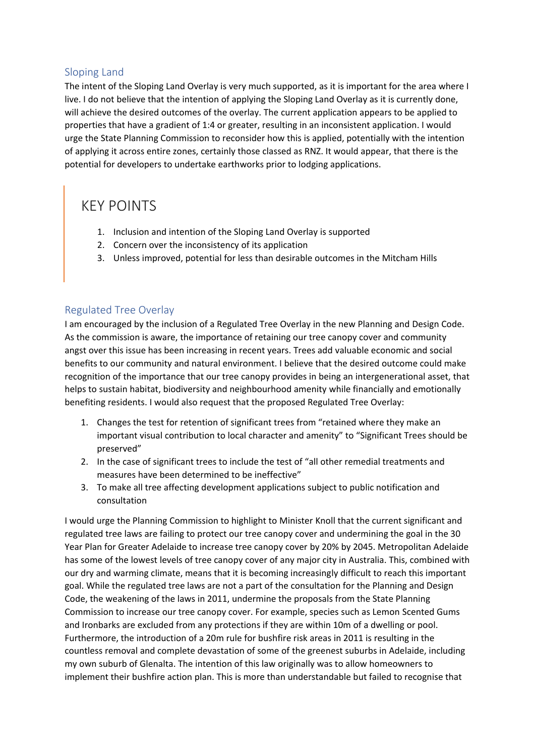## Sloping Land

The intent of the Sloping Land Overlay is very much supported, as it is important for the area where I live. I do not believe that the intention of applying the Sloping Land Overlay as it is currently done, will achieve the desired outcomes of the overlay. The current application appears to be applied to properties that have a gradient of 1:4 or greater, resulting in an inconsistent application. I would urge the State Planning Commission to reconsider how this is applied, potentially with the intention of applying it across entire zones, certainly those classed as RNZ. It would appear, that there is the potential for developers to undertake earthworks prior to lodging applications.

> # KEY POINTS
>
> 1. Inclusion and intention of the Sloping Land Overlay is supported
> 2. Concern over the inconsistency of its application
> 3. Unless improved, potential for less than desirable outcomes in the Mitcham Hills

## Regulated Tree Overlay

I am encouraged by the inclusion of a Regulated Tree Overlay in the new Planning and Design Code. As the commission is aware, the importance of retaining our tree canopy cover and community angst over this issue has been increasing in recent years. Trees add valuable economic and social benefits to our community and natural environment. I believe that the desired outcome could make recognition of the importance that our tree canopy provides in being an intergenerational asset, that helps to sustain habitat, biodiversity and neighbourhood amenity while financially and emotionally benefiting residents. I would also request that the proposed Regulated Tree Overlay:

1. Changes the test for retention of significant trees from "retained where they make an important visual contribution to local character and amenity" to "Significant Trees should be preserved"
2. In the case of significant trees to include the test of "all other remedial treatments and measures have been determined to be ineffective"
3. To make all tree affecting development applications subject to public notification and consultation

I would urge the Planning Commission to highlight to Minister Knoll that the current significant and regulated tree laws are failing to protect our tree canopy cover and undermining the goal in the 30 Year Plan for Greater Adelaide to increase tree canopy cover by 20% by 2045. Metropolitan Adelaide has some of the lowest levels of tree canopy cover of any major city in Australia. This, combined with our dry and warming climate, means that it is becoming increasingly difficult to reach this important goal. While the regulated tree laws are not a part of the consultation for the Planning and Design Code, the weakening of the laws in 2011, undermine the proposals from the State Planning Commission to increase our tree canopy cover. For example, species such as Lemon Scented Gums and Ironbarks are excluded from any protections if they are within 10m of a dwelling or pool. Furthermore, the introduction of a 20m rule for bushfire risk areas in 2011 is resulting in the countless removal and complete devastation of some of the greenest suburbs in Adelaide, including my own suburb of Glenalta. The intention of this law originally was to allow homeowners to implement their bushfire action plan. This is more than understandable but failed to recognise that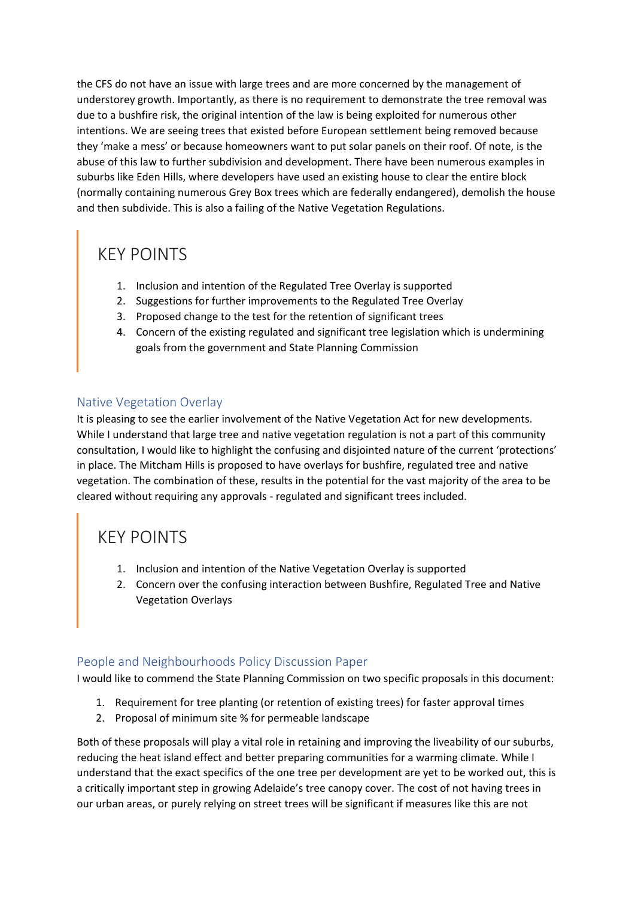the CFS do not have an issue with large trees and are more concerned by the management of understorey growth. Importantly, as there is no requirement to demonstrate the tree removal was due to a bushfire risk, the original intention of the law is being exploited for numerous other intentions. We are seeing trees that existed before European settlement being removed because they 'make a mess' or because homeowners want to put solar panels on their roof. Of note, is the abuse of this law to further subdivision and development. There have been numerous examples in suburbs like Eden Hills, where developers have used an existing house to clear the entire block (normally containing numerous Grey Box trees which are federally endangered), demolish the house and then subdivide. This is also a failing of the Native Vegetation Regulations.

## KEY POINTS

1. Inclusion and intention of the Regulated Tree Overlay is supported
2. Suggestions for further improvements to the Regulated Tree Overlay
3. Proposed change to the test for the retention of significant trees
4. Concern of the existing regulated and significant tree legislation which is undermining goals from the government and State Planning Commission

### Native Vegetation Overlay

It is pleasing to see the earlier involvement of the Native Vegetation Act for new developments. While I understand that large tree and native vegetation regulation is not a part of this community consultation, I would like to highlight the confusing and disjointed nature of the current 'protections' in place. The Mitcham Hills is proposed to have overlays for bushfire, regulated tree and native vegetation. The combination of these, results in the potential for the vast majority of the area to be cleared without requiring any approvals - regulated and significant trees included.

## KEY POINTS

1. Inclusion and intention of the Native Vegetation Overlay is supported
2. Concern over the confusing interaction between Bushfire, Regulated Tree and Native Vegetation Overlays

### People and Neighbourhoods Policy Discussion Paper

I would like to commend the State Planning Commission on two specific proposals in this document:

1. Requirement for tree planting (or retention of existing trees) for faster approval times
2. Proposal of minimum site % for permeable landscape

Both of these proposals will play a vital role in retaining and improving the liveability of our suburbs, reducing the heat island effect and better preparing communities for a warming climate. While I understand that the exact specifics of the one tree per development are yet to be worked out, this is a critically important step in growing Adelaide's tree canopy cover. The cost of not having trees in our urban areas, or purely relying on street trees will be significant if measures like this are not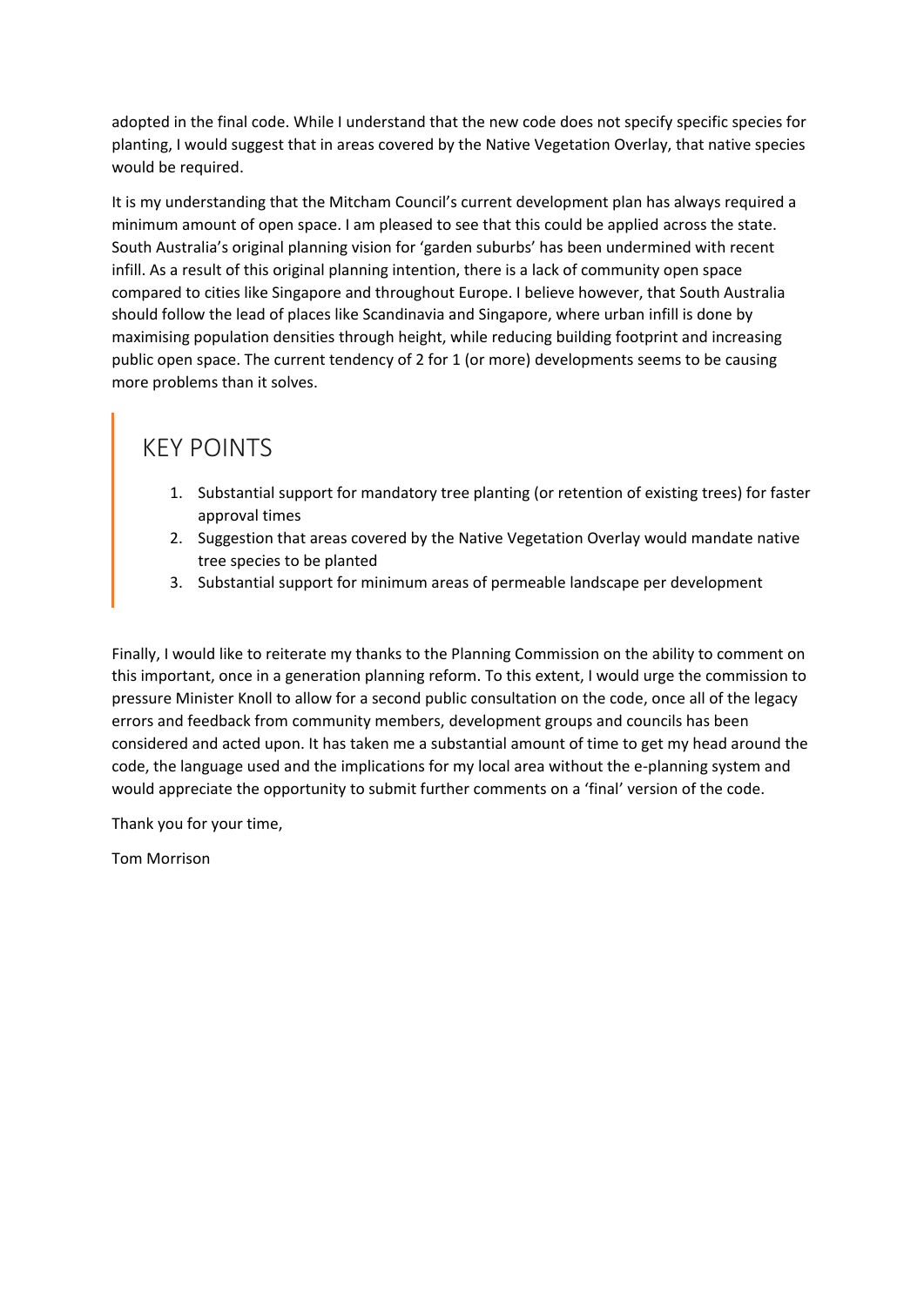adopted in the final code. While I understand that the new code does not specify specific species for planting, I would suggest that in areas covered by the Native Vegetation Overlay, that native species would be required.

It is my understanding that the Mitcham Council's current development plan has always required a minimum amount of open space. I am pleased to see that this could be applied across the state. South Australia's original planning vision for 'garden suburbs' has been undermined with recent infill. As a result of this original planning intention, there is a lack of community open space compared to cities like Singapore and throughout Europe. I believe however, that South Australia should follow the lead of places like Scandinavia and Singapore, where urban infill is done by maximising population densities through height, while reducing building footprint and increasing public open space. The current tendency of 2 for 1 (or more) developments seems to be causing more problems than it solves.

## KEY POINTS

1. Substantial support for mandatory tree planting (or retention of existing trees) for faster approval times
2. Suggestion that areas covered by the Native Vegetation Overlay would mandate native tree species to be planted
3. Substantial support for minimum areas of permeable landscape per development

Finally, I would like to reiterate my thanks to the Planning Commission on the ability to comment on this important, once in a generation planning reform. To this extent, I would urge the commission to pressure Minister Knoll to allow for a second public consultation on the code, once all of the legacy errors and feedback from community members, development groups and councils has been considered and acted upon. It has taken me a substantial amount of time to get my head around the code, the language used and the implications for my local area without the e-planning system and would appreciate the opportunity to submit further comments on a 'final' version of the code.

Thank you for your time,

Tom Morrison